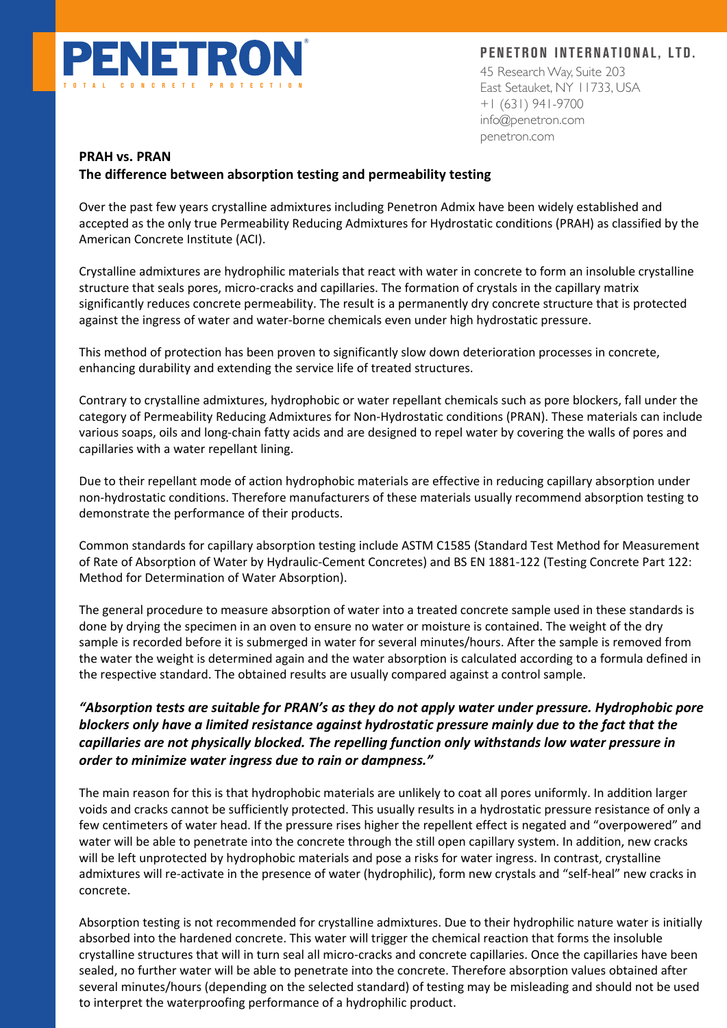# PENETRON

TOTAL CONCRETE PROTECTION

**PENETRON INTERNATIONAL, LTD.**
45 Research Way, Suite 203
East Setauket, NY 11733, USA
+1 (631) 941-9700
info@penetron.com
penetron.com

## PRAH vs. PRAN
## The difference between absorption testing and permeability testing

Over the past few years crystalline admixtures including Penetron Admix have been widely established and accepted as the only true Permeability Reducing Admixtures for Hydrostatic conditions (PRAH) as classified by the American Concrete Institute (ACI).

Crystalline admixtures are hydrophilic materials that react with water in concrete to form an insoluble crystalline structure that seals pores, micro-cracks and capillaries. The formation of crystals in the capillary matrix significantly reduces concrete permeability. The result is a permanently dry concrete structure that is protected against the ingress of water and water-borne chemicals even under high hydrostatic pressure.

This method of protection has been proven to significantly slow down deterioration processes in concrete, enhancing durability and extending the service life of treated structures.

Contrary to crystalline admixtures, hydrophobic or water repellant chemicals such as pore blockers, fall under the category of Permeability Reducing Admixtures for Non-Hydrostatic conditions (PRAN). These materials can include various soaps, oils and long-chain fatty acids and are designed to repel water by covering the walls of pores and capillaries with a water repellant lining.

Due to their repellant mode of action hydrophobic materials are effective in reducing capillary absorption under non-hydrostatic conditions. Therefore manufacturers of these materials usually recommend absorption testing to demonstrate the performance of their products.

Common standards for capillary absorption testing include ASTM C1585 (Standard Test Method for Measurement of Rate of Absorption of Water by Hydraulic-Cement Concretes) and BS EN 1881-122 (Testing Concrete Part 122: Method for Determination of Water Absorption).

The general procedure to measure absorption of water into a treated concrete sample used in these standards is done by drying the specimen in an oven to ensure no water or moisture is contained. The weight of the dry sample is recorded before it is submerged in water for several minutes/hours. After the sample is removed from the water the weight is determined again and the water absorption is calculated according to a formula defined in the respective standard. The obtained results are usually compared against a control sample.

***"Absorption tests are suitable for PRAN's as they do not apply water under pressure. Hydrophobic pore blockers only have a limited resistance against hydrostatic pressure mainly due to the fact that the capillaries are not physically blocked. The repelling function only withstands low water pressure in order to minimize water ingress due to rain or dampness."***

The main reason for this is that hydrophobic materials are unlikely to coat all pores uniformly. In addition larger voids and cracks cannot be sufficiently protected. This usually results in a hydrostatic pressure resistance of only a few centimeters of water head. If the pressure rises higher the repellent effect is negated and "overpowered" and water will be able to penetrate into the concrete through the still open capillary system. In addition, new cracks will be left unprotected by hydrophobic materials and pose a risks for water ingress. In contrast, crystalline admixtures will re-activate in the presence of water (hydrophilic), form new crystals and "self-heal" new cracks in concrete.

Absorption testing is not recommended for crystalline admixtures. Due to their hydrophilic nature water is initially absorbed into the hardened concrete. This water will trigger the chemical reaction that forms the insoluble crystalline structures that will in turn seal all micro-cracks and concrete capillaries. Once the capillaries have been sealed, no further water will be able to penetrate into the concrete. Therefore absorption values obtained after several minutes/hours (depending on the selected standard) of testing may be misleading and should not be used to interpret the waterproofing performance of a hydrophilic product.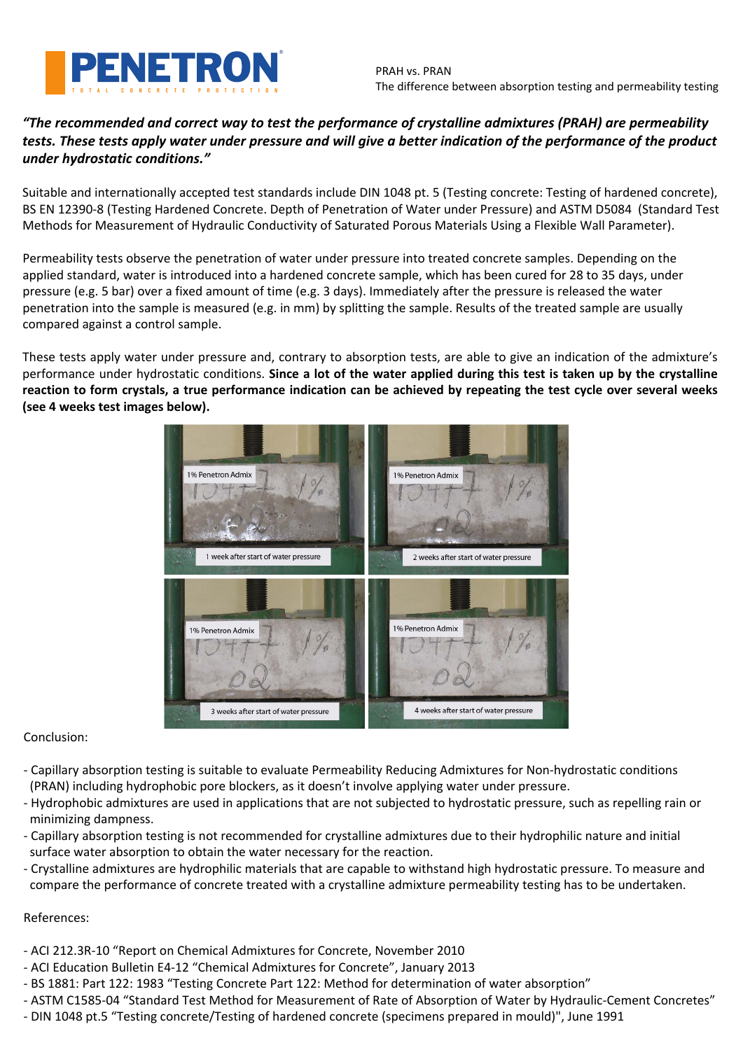PRAH vs. PRAN
The difference between absorption testing and permeability testing

***"The recommended and correct way to test the performance of crystalline admixtures (PRAH) are permeability tests. These tests apply water under pressure and will give a better indication of the performance of the product under hydrostatic conditions."***

Suitable and internationally accepted test standards include DIN 1048 pt. 5 (Testing concrete: Testing of hardened concrete), BS EN 12390-8 (Testing Hardened Concrete. Depth of Penetration of Water under Pressure) and ASTM D5084 (Standard Test Methods for Measurement of Hydraulic Conductivity of Saturated Porous Materials Using a Flexible Wall Parameter).

Permeability tests observe the penetration of water under pressure into treated concrete samples. Depending on the applied standard, water is introduced into a hardened concrete sample, which has been cured for 28 to 35 days, under pressure (e.g. 5 bar) over a fixed amount of time (e.g. 3 days). Immediately after the pressure is released the water penetration into the sample is measured (e.g. in mm) by splitting the sample. Results of the treated sample are usually compared against a control sample.

These tests apply water under pressure and, contrary to absorption tests, are able to give an indication of the admixture's performance under hydrostatic conditions. **Since a lot of the water applied during this test is taken up by the crystalline reaction to form crystals, a true performance indication can be achieved by repeating the test cycle over several weeks (see 4 weeks test images below).**

1% Penetron Admix — 1 week after start of water pressure

1% Penetron Admix — 2 weeks after start of water pressure

1% Penetron Admix — 3 weeks after start of water pressure

1% Penetron Admix — 4 weeks after start of water pressure

Conclusion:

- Capillary absorption testing is suitable to evaluate Permeability Reducing Admixtures for Non-hydrostatic conditions (PRAN) including hydrophobic pore blockers, as it doesn't involve applying water under pressure.
- Hydrophobic admixtures are used in applications that are not subjected to hydrostatic pressure, such as repelling rain or minimizing dampness.
- Capillary absorption testing is not recommended for crystalline admixtures due to their hydrophilic nature and initial surface water absorption to obtain the water necessary for the reaction.
- Crystalline admixtures are hydrophilic materials that are capable to withstand high hydrostatic pressure. To measure and compare the performance of concrete treated with a crystalline admixture permeability testing has to be undertaken.

References:

- ACI 212.3R-10 "Report on Chemical Admixtures for Concrete, November 2010
- ACI Education Bulletin E4-12 "Chemical Admixtures for Concrete", January 2013
- BS 1881: Part 122: 1983 "Testing Concrete Part 122: Method for determination of water absorption"
- ASTM C1585-04 "Standard Test Method for Measurement of Rate of Absorption of Water by Hydraulic-Cement Concretes"
- DIN 1048 pt.5 "Testing concrete/Testing of hardened concrete (specimens prepared in mould)", June 1991